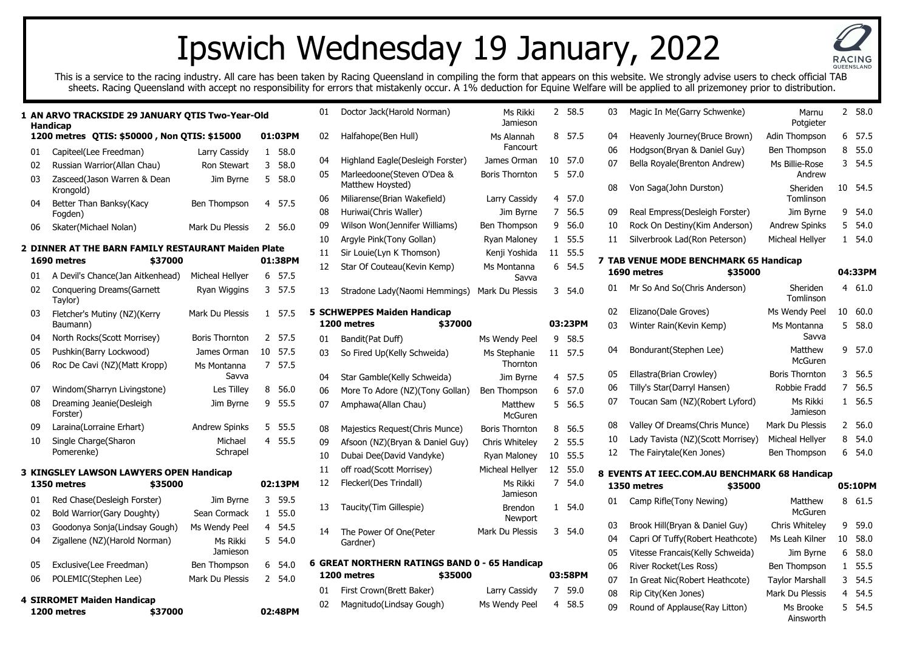# Ipswich Wednesday 19 January, 2022

This is a service to the racing industry. All care has been taken by Racing Queensland in compiling the form that appears on this website. We strongly advise users to check official TAB sheets. Racing Queensland with accept no responsibility for errors that mistakenly occur. A 1% deduction for Equine Welfare will be applied to all prizemoney prior to distribution.

## 1 AN ARVO TRACKSIDE 29 JANUARY QTIS Two-Year-Old Handicap

**1200 metres QTIS: $50000 , Non QTIS: $15000 — 01:03PM**

| No. | Horse (Trainer) | Jockey | Barrier | Weight |
|---|---|---|---|---|
| 01 | Capiteel(Lee Freedman) | Larry Cassidy | 1 | 58.0 |
| 02 | Russian Warrior(Allan Chau) | Ron Stewart | 3 | 58.0 |
| 03 | Zasceed(Jason Warren & Dean Krongold) | Jim Byrne | 5 | 58.0 |
| 04 | Better Than Banksy(Kacy Fogden) | Ben Thompson | 4 | 57.5 |
| 06 | Skater(Michael Nolan) | Mark Du Plessis | 2 | 56.0 |

## 2 DINNER AT THE BARN FAMILY RESTAURANT Maiden Plate

**1690 metres $37000 — 01:38PM**

| No. | Horse (Trainer) | Jockey | Barrier | Weight |
|---|---|---|---|---|
| 01 | A Devil's Chance(Jan Aitkenhead) | Micheal Hellyer | 6 | 57.5 |
| 02 | Conquering Dreams(Garnett Taylor) | Ryan Wiggins | 3 | 57.5 |
| 03 | Fletcher's Mutiny (NZ)(Kerry Baumann) | Mark Du Plessis | 1 | 57.5 |
| 04 | North Rocks(Scott Morrisey) | Boris Thornton | 2 | 57.5 |
| 05 | Pushkin(Barry Lockwood) | James Orman | 10 | 57.5 |
| 06 | Roc De Cavi (NZ)(Matt Kropp) | Ms Montanna Savva | 7 | 57.5 |
| 07 | Windom(Sharryn Livingstone) | Les Tilley | 8 | 56.0 |
| 08 | Dreaming Jeanie(Desleigh Forster) | Jim Byrne | 9 | 55.5 |
| 09 | Laraina(Lorraine Erhart) | Andrew Spinks | 5 | 55.5 |
| 10 | Single Charge(Sharon Pomerenke) | Michael Schrapel | 4 | 55.5 |

## 3 KINGSLEY LAWSON LAWYERS OPEN Handicap

**1350 metres $35000 — 02:13PM**

| No. | Horse (Trainer) | Jockey | Barrier | Weight |
|---|---|---|---|---|
| 01 | Red Chase(Desleigh Forster) | Jim Byrne | 3 | 59.5 |
| 02 | Bold Warrior(Gary Doughty) | Sean Cormack | 1 | 55.0 |
| 03 | Goodonya Sonja(Lindsay Gough) | Ms Wendy Peel | 4 | 54.5 |
| 04 | Zigallene (NZ)(Harold Norman) | Ms Rikki Jamieson | 5 | 54.0 |
| 05 | Exclusive(Lee Freedman) | Ben Thompson | 6 | 54.0 |
| 06 | POLEMIC(Stephen Lee) | Mark Du Plessis | 2 | 54.0 |

## 4 SIRROMET Maiden Handicap

**1200 metres $37000 — 02:48PM**

| No. | Horse (Trainer) | Jockey | Barrier | Weight |
|---|---|---|---|---|
| 01 | Doctor Jack(Harold Norman) | Ms Rikki Jamieson | 2 | 58.5 |
| 02 | Halfahope(Ben Hull) | Ms Alannah Fancourt | 8 | 57.5 |
| 04 | Highland Eagle(Desleigh Forster) | James Orman | 10 | 57.0 |
| 05 | Marleedoone(Steven O'Dea & Matthew Hoysted) | Boris Thornton | 5 | 57.0 |
| 06 | Miliarense(Brian Wakefield) | Larry Cassidy | 4 | 57.0 |
| 08 | Huriwai(Chris Waller) | Jim Byrne | 7 | 56.5 |
| 09 | Wilson Won(Jennifer Williams) | Ben Thompson | 9 | 56.0 |
| 10 | Argyle Pink(Tony Gollan) | Ryan Maloney | 1 | 55.5 |
| 11 | Sir Louie(Lyn K Thomson) | Kenji Yoshida | 11 | 55.5 |
| 12 | Star Of Couteau(Kevin Kemp) | Ms Montanna Savva | 6 | 54.5 |
| 13 | Stradone Lady(Naomi Hemmings) | Mark Du Plessis | 3 | 54.0 |

## 5 SCHWEPPES Maiden Handicap

**1200 metres $37000 — 03:23PM**

| No. | Horse (Trainer) | Jockey | Barrier | Weight |
|---|---|---|---|---|
| 01 | Bandit(Pat Duff) | Ms Wendy Peel | 9 | 58.5 |
| 03 | So Fired Up(Kelly Schweida) | Ms Stephanie Thornton | 11 | 57.5 |
| 04 | Star Gamble(Kelly Schweida) | Jim Byrne | 4 | 57.5 |
| 06 | More To Adore (NZ)(Tony Gollan) | Ben Thompson | 6 | 57.0 |
| 07 | Amphawa(Allan Chau) | Matthew McGuren | 5 | 56.5 |
| 08 | Majestics Request(Chris Munce) | Boris Thornton | 8 | 56.5 |
| 09 | Afsoon (NZ)(Bryan & Daniel Guy) | Chris Whiteley | 2 | 55.5 |
| 10 | Dubai Dee(David Vandyke) | Ryan Maloney | 10 | 55.5 |
| 11 | off road(Scott Morrisey) | Micheal Hellyer | 12 | 55.0 |
| 12 | Fleckerl(Des Trindall) | Ms Rikki Jamieson | 7 | 54.0 |
| 13 | Taucity(Tim Gillespie) | Brendon Newport | 1 | 54.0 |
| 14 | The Power Of One(Peter Gardner) | Mark Du Plessis | 3 | 54.0 |

## 6 GREAT NORTHERN RATINGS BAND 0 - 65 Handicap

**1200 metres $35000 — 03:58PM**

| No. | Horse (Trainer) | Jockey | Barrier | Weight |
|---|---|---|---|---|
| 01 | First Crown(Brett Baker) | Larry Cassidy | 7 | 59.0 |
| 02 | Magnitudo(Lindsay Gough) | Ms Wendy Peel | 4 | 58.5 |
| 03 | Magic In Me(Garry Schwenke) | Marnu Potgieter | 2 | 58.0 |
| 04 | Heavenly Journey(Bruce Brown) | Adin Thompson | 6 | 57.5 |
| 06 | Hodgson(Bryan & Daniel Guy) | Ben Thompson | 8 | 55.0 |
| 07 | Bella Royale(Brenton Andrew) | Ms Billie-Rose Andrew | 3 | 54.5 |
| 08 | Von Saga(John Durston) | Sheriden Tomlinson | 10 | 54.5 |
| 09 | Real Empress(Desleigh Forster) | Jim Byrne | 9 | 54.0 |
| 10 | Rock On Destiny(Kim Anderson) | Andrew Spinks | 5 | 54.0 |
| 11 | Silverbrook Lad(Ron Peterson) | Micheal Hellyer | 1 | 54.0 |

## 7 TAB VENUE MODE BENCHMARK 65 Handicap

**1690 metres $35000 — 04:33PM**

| No. | Horse (Trainer) | Jockey | Barrier | Weight |
|---|---|---|---|---|
| 01 | Mr So And So(Chris Anderson) | Sheriden Tomlinson | 4 | 61.0 |
| 02 | Elizano(Dale Groves) | Ms Wendy Peel | 10 | 60.0 |
| 03 | Winter Rain(Kevin Kemp) | Ms Montanna Savva | 5 | 58.0 |
| 04 | Bondurant(Stephen Lee) | Matthew McGuren | 9 | 57.0 |
| 05 | Ellastra(Brian Crowley) | Boris Thornton | 3 | 56.5 |
| 06 | Tilly's Star(Darryl Hansen) | Robbie Fradd | 7 | 56.5 |
| 07 | Toucan Sam (NZ)(Robert Lyford) | Ms Rikki Jamieson | 1 | 56.5 |
| 08 | Valley Of Dreams(Chris Munce) | Mark Du Plessis | 2 | 56.0 |
| 10 | Lady Tavista (NZ)(Scott Morrisey) | Micheal Hellyer | 8 | 54.0 |
| 12 | The Fairytale(Ken Jones) | Ben Thompson | 6 | 54.0 |

## 8 EVENTS AT IEEC.COM.AU BENCHMARK 68 Handicap

**1350 metres $35000 — 05:10PM**

| No. | Horse (Trainer) | Jockey | Barrier | Weight |
|---|---|---|---|---|
| 01 | Camp Rifle(Tony Newing) | Matthew McGuren | 8 | 61.5 |
| 03 | Brook Hill(Bryan & Daniel Guy) | Chris Whiteley | 9 | 59.0 |
| 04 | Capri Of Tuffy(Robert Heathcote) | Ms Leah Kilner | 10 | 58.0 |
| 05 | Vitesse Francais(Kelly Schweida) | Jim Byrne | 6 | 58.0 |
| 06 | River Rocket(Les Ross) | Ben Thompson | 1 | 55.5 |
| 07 | In Great Nic(Robert Heathcote) | Taylor Marshall | 3 | 54.5 |
| 08 | Rip City(Ken Jones) | Mark Du Plessis | 4 | 54.5 |
| 09 | Round of Applause(Ray Litton) | Ms Brooke Ainsworth | 5 | 54.5 |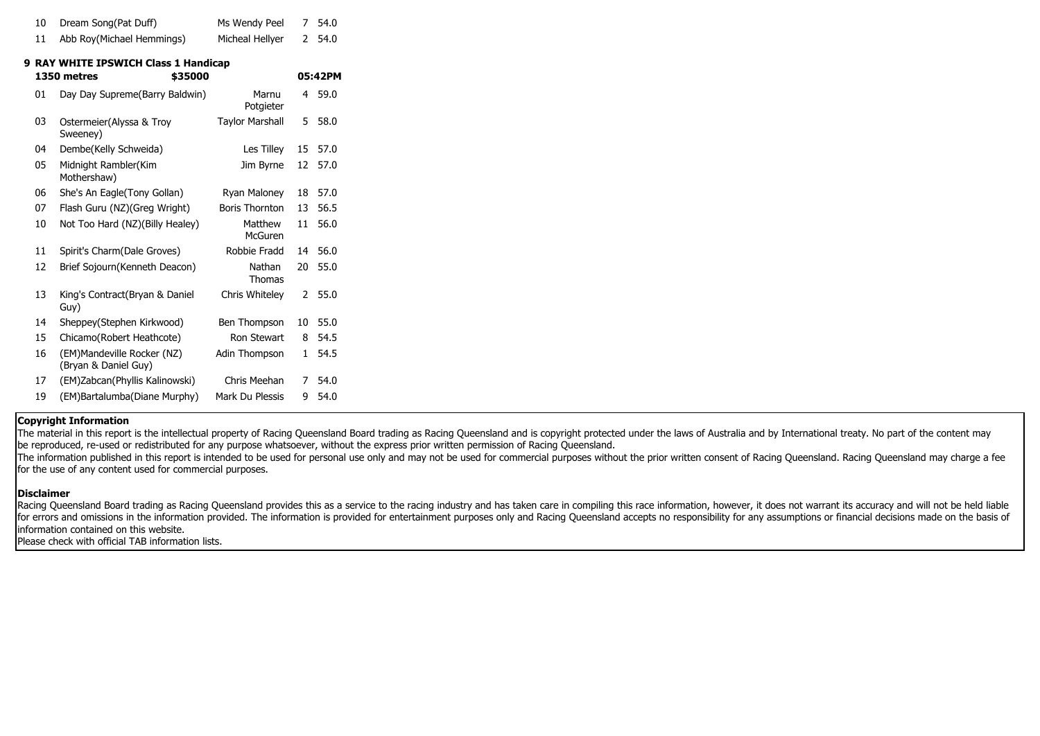| | | | | |
|---|---|---|---|---|
| 10 | Dream Song(Pat Duff) | Ms Wendy Peel | 7 | 54.0 |
| 11 | Abb Roy(Michael Hemmings) | Micheal Hellyer | 2 | 54.0 |

## 9 RAY WHITE IPSWICH Class 1 Handicap

**1350 metres** **$35000** **05:42PM**

| | | | | |
|---|---|---|---|---|
| 01 | Day Day Supreme(Barry Baldwin) | Marnu Potgieter | 4 | 59.0 |
| 03 | Ostermeier(Alyssa & Troy Sweeney) | Taylor Marshall | 5 | 58.0 |
| 04 | Dembe(Kelly Schweida) | Les Tilley | 15 | 57.0 |
| 05 | Midnight Rambler(Kim Mothershaw) | Jim Byrne | 12 | 57.0 |
| 06 | She's An Eagle(Tony Gollan) | Ryan Maloney | 18 | 57.0 |
| 07 | Flash Guru (NZ)(Greg Wright) | Boris Thornton | 13 | 56.5 |
| 10 | Not Too Hard (NZ)(Billy Healey) | Matthew McGuren | 11 | 56.0 |
| 11 | Spirit's Charm(Dale Groves) | Robbie Fradd | 14 | 56.0 |
| 12 | Brief Sojourn(Kenneth Deacon) | Nathan Thomas | 20 | 55.0 |
| 13 | King's Contract(Bryan & Daniel Guy) | Chris Whiteley | 2 | 55.0 |
| 14 | Sheppey(Stephen Kirkwood) | Ben Thompson | 10 | 55.0 |
| 15 | Chicamo(Robert Heathcote) | Ron Stewart | 8 | 54.5 |
| 16 | (EM)Mandeville Rocker (NZ) (Bryan & Daniel Guy) | Adin Thompson | 1 | 54.5 |
| 17 | (EM)Zabcan(Phyllis Kalinowski) | Chris Meehan | 7 | 54.0 |
| 19 | (EM)Bartalumba(Diane Murphy) | Mark Du Plessis | 9 | 54.0 |

**Copyright Information**

The material in this report is the intellectual property of Racing Queensland Board trading as Racing Queensland and is copyright protected under the laws of Australia and by International treaty. No part of the content may be reproduced, re-used or redistributed for any purpose whatsoever, without the express prior written permission of Racing Queensland.
The information published in this report is intended to be used for personal use only and may not be used for commercial purposes without the prior written consent of Racing Queensland. Racing Queensland may charge a fee for the use of any content used for commercial purposes.

**Disclaimer**

Racing Queensland Board trading as Racing Queensland provides this as a service to the racing industry and has taken care in compiling this race information, however, it does not warrant its accuracy and will not be held liable for errors and omissions in the information provided. The information is provided for entertainment purposes only and Racing Queensland accepts no responsibility for any assumptions or financial decisions made on the basis of information contained on this website.
Please check with official TAB information lists.